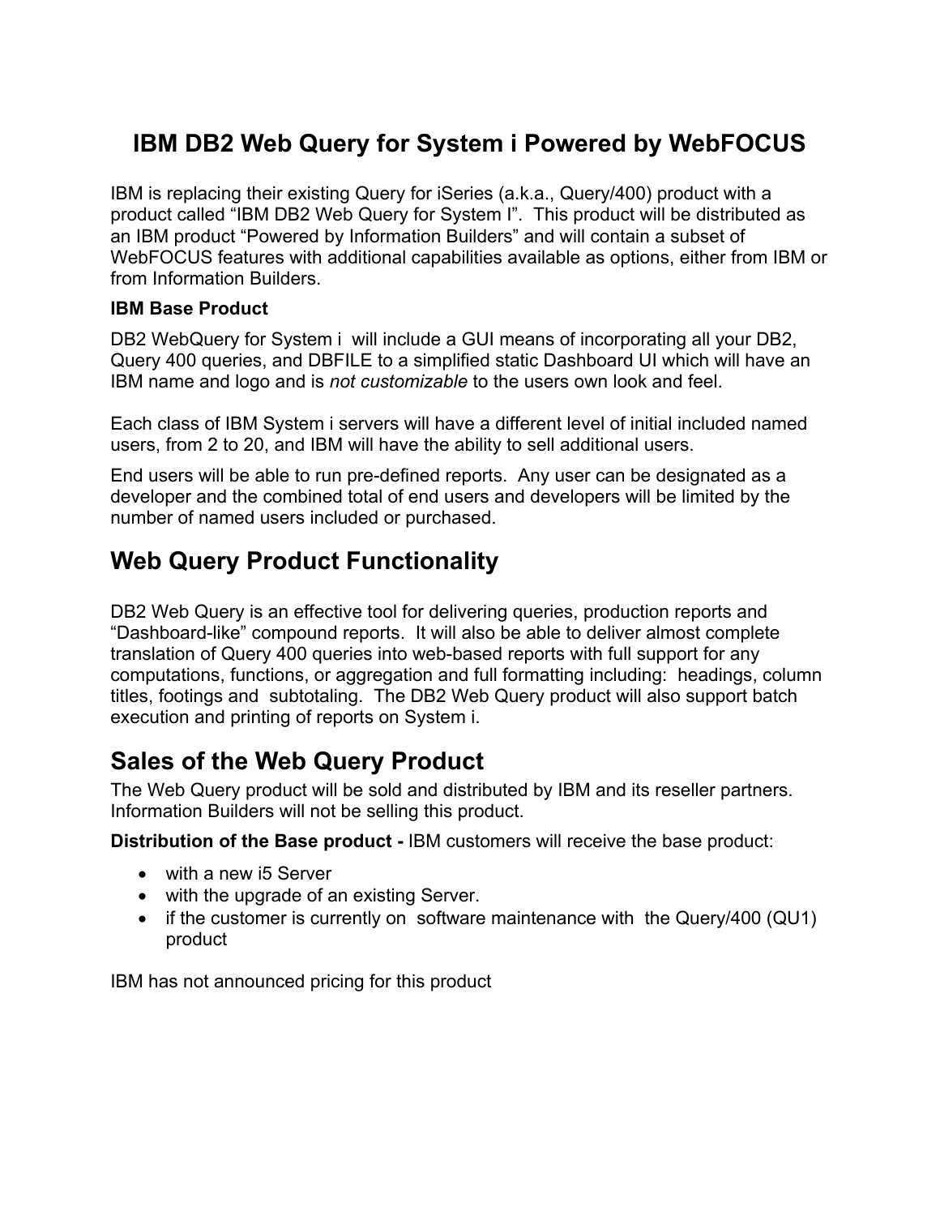# IBM DB2 Web Query for System i Powered by WebFOCUS

IBM is replacing their existing Query for iSeries (a.k.a., Query/400) product with a product called "IBM DB2 Web Query for System I". This product will be distributed as an IBM product "Powered by Information Builders" and will contain a subset of WebFOCUS features with additional capabilities available as options, either from IBM or from Information Builders.

**IBM Base Product**

DB2 WebQuery for System i will include a GUI means of incorporating all your DB2, Query 400 queries, and DBFILE to a simplified static Dashboard UI which will have an IBM name and logo and is *not customizable* to the users own look and feel.

Each class of IBM System i servers will have a different level of initial included named users, from 2 to 20, and IBM will have the ability to sell additional users.

End users will be able to run pre-defined reports. Any user can be designated as a developer and the combined total of end users and developers will be limited by the number of named users included or purchased.

## Web Query Product Functionality

DB2 Web Query is an effective tool for delivering queries, production reports and "Dashboard-like" compound reports. It will also be able to deliver almost complete translation of Query 400 queries into web-based reports with full support for any computations, functions, or aggregation and full formatting including: headings, column titles, footings and subtotaling. The DB2 Web Query product will also support batch execution and printing of reports on System i.

## Sales of the Web Query Product

The Web Query product will be sold and distributed by IBM and its reseller partners. Information Builders will not be selling this product.

**Distribution of the Base product -** IBM customers will receive the base product:

- with a new i5 Server
- with the upgrade of an existing Server.
- if the customer is currently on software maintenance with the Query/400 (QU1) product

IBM has not announced pricing for this product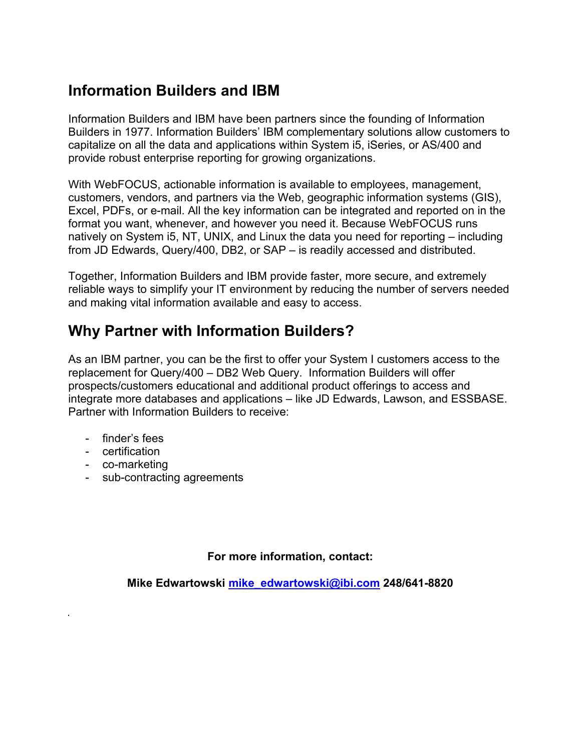## Information Builders and IBM

Information Builders and IBM have been partners since the founding of Information Builders in 1977. Information Builders' IBM complementary solutions allow customers to capitalize on all the data and applications within System i5, iSeries, or AS/400 and provide robust enterprise reporting for growing organizations.

With WebFOCUS, actionable information is available to employees, management, customers, vendors, and partners via the Web, geographic information systems (GIS), Excel, PDFs, or e-mail. All the key information can be integrated and reported on in the format you want, whenever, and however you need it. Because WebFOCUS runs natively on System i5, NT, UNIX, and Linux the data you need for reporting – including from JD Edwards, Query/400, DB2, or SAP – is readily accessed and distributed.

Together, Information Builders and IBM provide faster, more secure, and extremely reliable ways to simplify your IT environment by reducing the number of servers needed and making vital information available and easy to access.

## Why Partner with Information Builders?

As an IBM partner, you can be the first to offer your System I customers access to the replacement for Query/400 – DB2 Web Query. Information Builders will offer prospects/customers educational and additional product offerings to access and integrate more databases and applications – like JD Edwards, Lawson, and ESSBASE. Partner with Information Builders to receive:

- finder's fees
- certification
- co-marketing
- sub-contracting agreements

**For more information, contact:**

**Mike Edwartowski [mike_edwartowski@ibi.com](mailto:mike_edwartowski@ibi.com) 248/641-8820**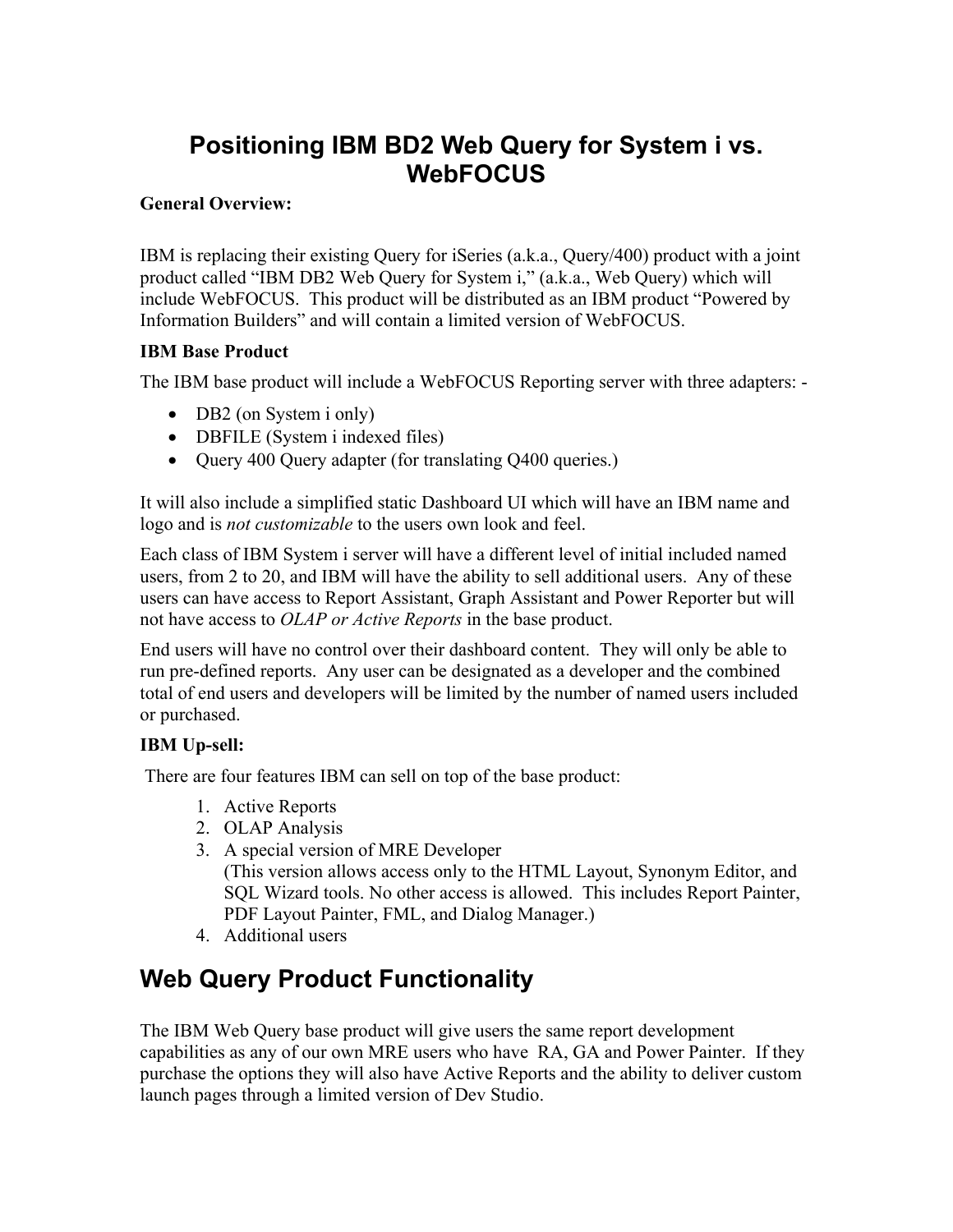# Positioning IBM BD2 Web Query for System i vs. WebFOCUS

**General Overview:**

IBM is replacing their existing Query for iSeries (a.k.a., Query/400) product with a joint product called "IBM DB2 Web Query for System i," (a.k.a., Web Query) which will include WebFOCUS. This product will be distributed as an IBM product "Powered by Information Builders" and will contain a limited version of WebFOCUS.

**IBM Base Product**

The IBM base product will include a WebFOCUS Reporting server with three adapters: -

- DB2 (on System i only)
- DBFILE (System i indexed files)
- Query 400 Query adapter (for translating Q400 queries.)

It will also include a simplified static Dashboard UI which will have an IBM name and logo and is *not customizable* to the users own look and feel.

Each class of IBM System i server will have a different level of initial included named users, from 2 to 20, and IBM will have the ability to sell additional users. Any of these users can have access to Report Assistant, Graph Assistant and Power Reporter but will not have access to *OLAP or Active Reports* in the base product.

End users will have no control over their dashboard content. They will only be able to run pre-defined reports. Any user can be designated as a developer and the combined total of end users and developers will be limited by the number of named users included or purchased.

**IBM Up-sell:**

There are four features IBM can sell on top of the base product:

1. Active Reports
2. OLAP Analysis
3. A special version of MRE Developer
   (This version allows access only to the HTML Layout, Synonym Editor, and SQL Wizard tools. No other access is allowed. This includes Report Painter, PDF Layout Painter, FML, and Dialog Manager.)
4. Additional users

## Web Query Product Functionality

The IBM Web Query base product will give users the same report development capabilities as any of our own MRE users who have RA, GA and Power Painter. If they purchase the options they will also have Active Reports and the ability to deliver custom launch pages through a limited version of Dev Studio.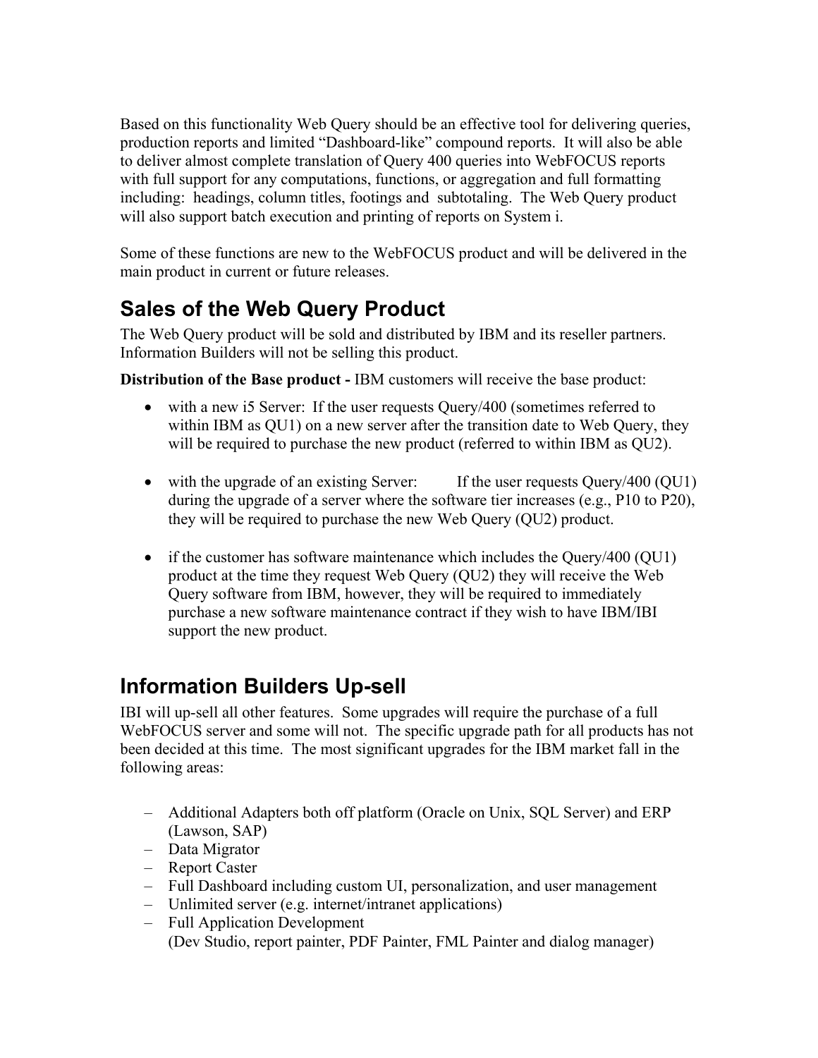Based on this functionality Web Query should be an effective tool for delivering queries, production reports and limited "Dashboard-like" compound reports. It will also be able to deliver almost complete translation of Query 400 queries into WebFOCUS reports with full support for any computations, functions, or aggregation and full formatting including: headings, column titles, footings and subtotaling. The Web Query product will also support batch execution and printing of reports on System i.

Some of these functions are new to the WebFOCUS product and will be delivered in the main product in current or future releases.

## Sales of the Web Query Product

The Web Query product will be sold and distributed by IBM and its reseller partners. Information Builders will not be selling this product.

**Distribution of the Base product -** IBM customers will receive the base product:

- with a new i5 Server: If the user requests Query/400 (sometimes referred to within IBM as QU1) on a new server after the transition date to Web Query, they will be required to purchase the new product (referred to within IBM as QU2).

- with the upgrade of an existing Server: If the user requests Query/400 (QU1) during the upgrade of a server where the software tier increases (e.g., P10 to P20), they will be required to purchase the new Web Query (QU2) product.

- if the customer has software maintenance which includes the Query/400 (QU1) product at the time they request Web Query (QU2) they will receive the Web Query software from IBM, however, they will be required to immediately purchase a new software maintenance contract if they wish to have IBM/IBI support the new product.

## Information Builders Up-sell

IBI will up-sell all other features. Some upgrades will require the purchase of a full WebFOCUS server and some will not. The specific upgrade path for all products has not been decided at this time. The most significant upgrades for the IBM market fall in the following areas:

- Additional Adapters both off platform (Oracle on Unix, SQL Server) and ERP (Lawson, SAP)
- Data Migrator
- Report Caster
- Full Dashboard including custom UI, personalization, and user management
- Unlimited server (e.g. internet/intranet applications)
- Full Application Development
  (Dev Studio, report painter, PDF Painter, FML Painter and dialog manager)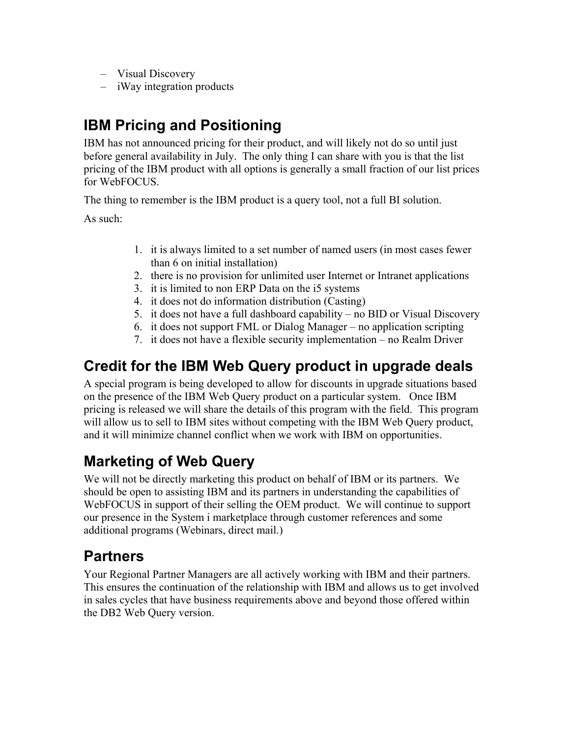– Visual Discovery
– iWay integration products

## IBM Pricing and Positioning

IBM has not announced pricing for their product, and will likely not do so until just before general availability in July. The only thing I can share with you is that the list pricing of the IBM product with all options is generally a small fraction of our list prices for WebFOCUS.

The thing to remember is the IBM product is a query tool, not a full BI solution.

As such:

1. it is always limited to a set number of named users (in most cases fewer than 6 on initial installation)
2. there is no provision for unlimited user Internet or Intranet applications
3. it is limited to non ERP Data on the i5 systems
4. it does not do information distribution (Casting)
5. it does not have a full dashboard capability – no BID or Visual Discovery
6. it does not support FML or Dialog Manager – no application scripting
7. it does not have a flexible security implementation – no Realm Driver

## Credit for the IBM Web Query product in upgrade deals

A special program is being developed to allow for discounts in upgrade situations based on the presence of the IBM Web Query product on a particular system. Once IBM pricing is released we will share the details of this program with the field. This program will allow us to sell to IBM sites without competing with the IBM Web Query product, and it will minimize channel conflict when we work with IBM on opportunities.

## Marketing of Web Query

We will not be directly marketing this product on behalf of IBM or its partners. We should be open to assisting IBM and its partners in understanding the capabilities of WebFOCUS in support of their selling the OEM product. We will continue to support our presence in the System i marketplace through customer references and some additional programs (Webinars, direct mail.)

## Partners

Your Regional Partner Managers are all actively working with IBM and their partners. This ensures the continuation of the relationship with IBM and allows us to get involved in sales cycles that have business requirements above and beyond those offered within the DB2 Web Query version.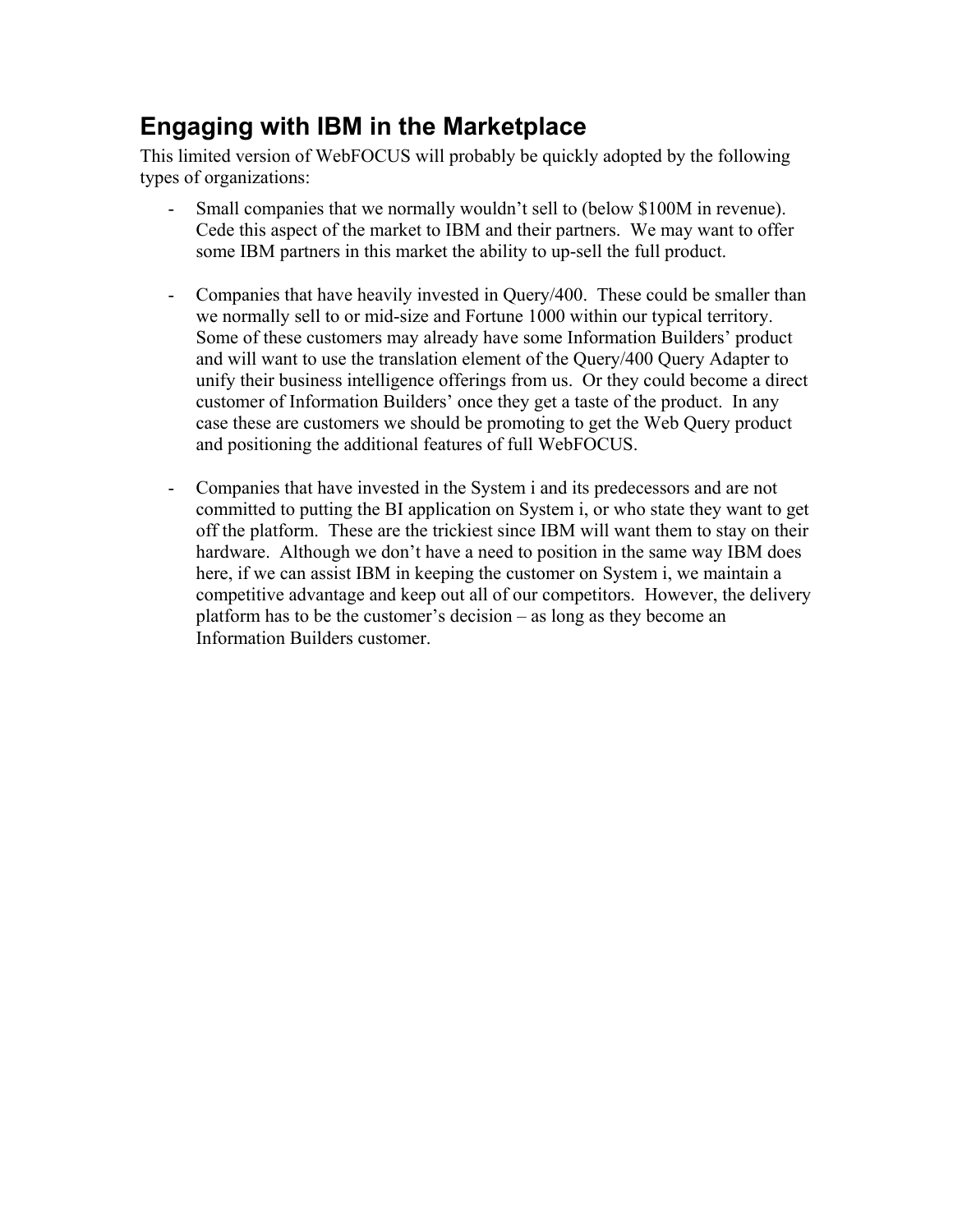## Engaging with IBM in the Marketplace

This limited version of WebFOCUS will probably be quickly adopted by the following types of organizations:

- Small companies that we normally wouldn't sell to (below $100M in revenue). Cede this aspect of the market to IBM and their partners. We may want to offer some IBM partners in this market the ability to up-sell the full product.

- Companies that have heavily invested in Query/400. These could be smaller than we normally sell to or mid-size and Fortune 1000 within our typical territory. Some of these customers may already have some Information Builders' product and will want to use the translation element of the Query/400 Query Adapter to unify their business intelligence offerings from us. Or they could become a direct customer of Information Builders' once they get a taste of the product. In any case these are customers we should be promoting to get the Web Query product and positioning the additional features of full WebFOCUS.

- Companies that have invested in the System i and its predecessors and are not committed to putting the BI application on System i, or who state they want to get off the platform. These are the trickiest since IBM will want them to stay on their hardware. Although we don't have a need to position in the same way IBM does here, if we can assist IBM in keeping the customer on System i, we maintain a competitive advantage and keep out all of our competitors. However, the delivery platform has to be the customer's decision – as long as they become an Information Builders customer.